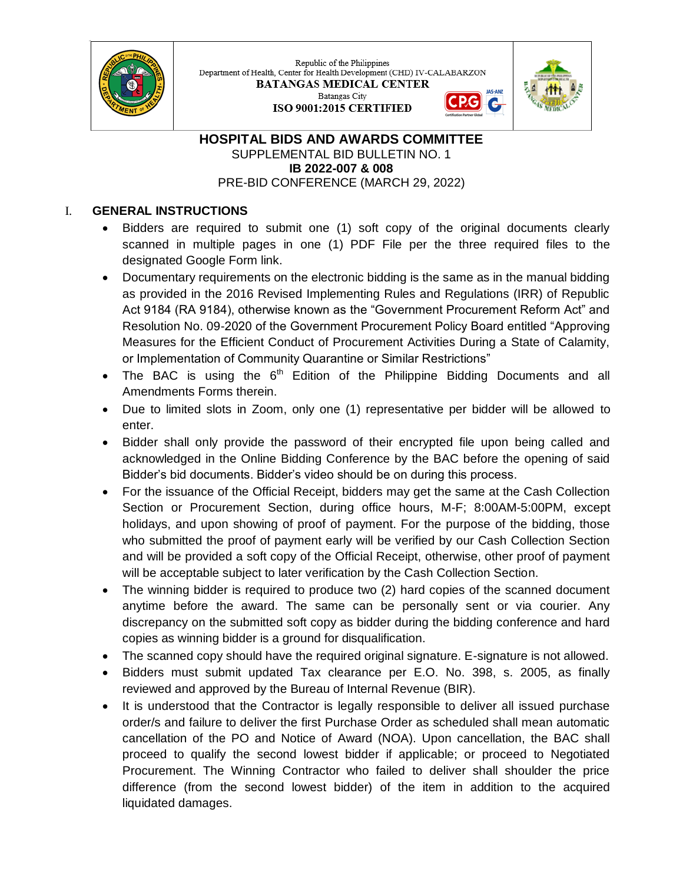Republic of the Philippines
Department of Health, Center for Health Development (CHD) IV-CALABARZON
**BATANGAS MEDICAL CENTER**
Batangas City
**ISO 9001:2015 CERTIFIED**

# HOSPITAL BIDS AND AWARDS COMMITTEE

SUPPLEMENTAL BID BULLETIN NO. 1

**IB 2022-007 & 008**

PRE-BID CONFERENCE (MARCH 29, 2022)

## I. GENERAL INSTRUCTIONS

- Bidders are required to submit one (1) soft copy of the original documents clearly scanned in multiple pages in one (1) PDF File per the three required files to the designated Google Form link.
- Documentary requirements on the electronic bidding is the same as in the manual bidding as provided in the 2016 Revised Implementing Rules and Regulations (IRR) of Republic Act 9184 (RA 9184), otherwise known as the "Government Procurement Reform Act" and Resolution No. 09-2020 of the Government Procurement Policy Board entitled "Approving Measures for the Efficient Conduct of Procurement Activities During a State of Calamity, or Implementation of Community Quarantine or Similar Restrictions"
- The BAC is using the 6th Edition of the Philippine Bidding Documents and all Amendments Forms therein.
- Due to limited slots in Zoom, only one (1) representative per bidder will be allowed to enter.
- Bidder shall only provide the password of their encrypted file upon being called and acknowledged in the Online Bidding Conference by the BAC before the opening of said Bidder's bid documents. Bidder's video should be on during this process.
- For the issuance of the Official Receipt, bidders may get the same at the Cash Collection Section or Procurement Section, during office hours, M-F; 8:00AM-5:00PM, except holidays, and upon showing of proof of payment. For the purpose of the bidding, those who submitted the proof of payment early will be verified by our Cash Collection Section and will be provided a soft copy of the Official Receipt, otherwise, other proof of payment will be acceptable subject to later verification by the Cash Collection Section.
- The winning bidder is required to produce two (2) hard copies of the scanned document anytime before the award. The same can be personally sent or via courier. Any discrepancy on the submitted soft copy as bidder during the bidding conference and hard copies as winning bidder is a ground for disqualification.
- The scanned copy should have the required original signature. E-signature is not allowed.
- Bidders must submit updated Tax clearance per E.O. No. 398, s. 2005, as finally reviewed and approved by the Bureau of Internal Revenue (BIR).
- It is understood that the Contractor is legally responsible to deliver all issued purchase order/s and failure to deliver the first Purchase Order as scheduled shall mean automatic cancellation of the PO and Notice of Award (NOA). Upon cancellation, the BAC shall proceed to qualify the second lowest bidder if applicable; or proceed to Negotiated Procurement. The Winning Contractor who failed to deliver shall shoulder the price difference (from the second lowest bidder) of the item in addition to the acquired liquidated damages.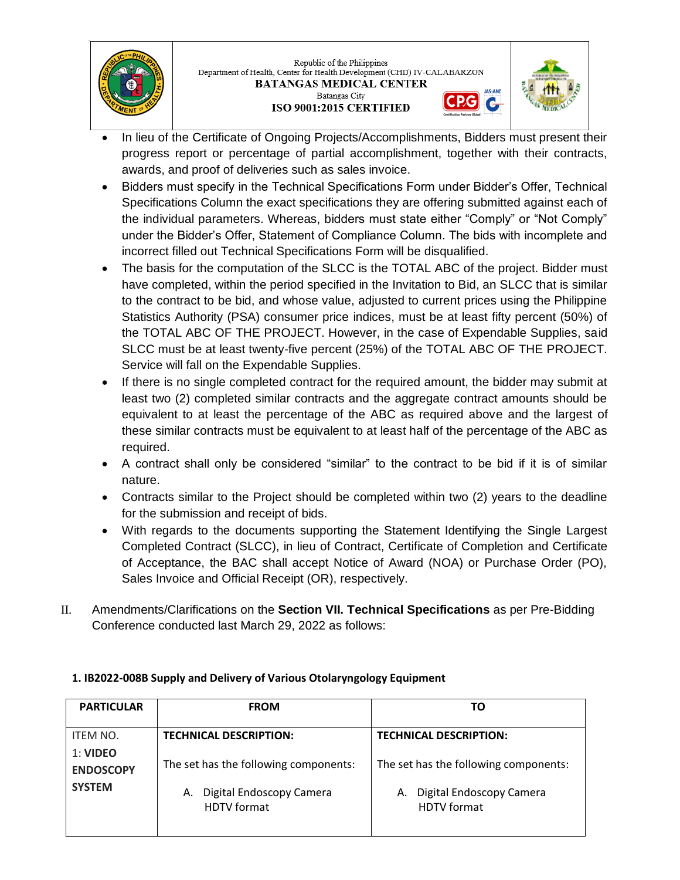- In lieu of the Certificate of Ongoing Projects/Accomplishments, Bidders must present their progress report or percentage of partial accomplishment, together with their contracts, awards, and proof of deliveries such as sales invoice.
- Bidders must specify in the Technical Specifications Form under Bidder's Offer, Technical Specifications Column the exact specifications they are offering submitted against each of the individual parameters. Whereas, bidders must state either "Comply" or "Not Comply" under the Bidder's Offer, Statement of Compliance Column. The bids with incomplete and incorrect filled out Technical Specifications Form will be disqualified.
- The basis for the computation of the SLCC is the TOTAL ABC of the project. Bidder must have completed, within the period specified in the Invitation to Bid, an SLCC that is similar to the contract to be bid, and whose value, adjusted to current prices using the Philippine Statistics Authority (PSA) consumer price indices, must be at least fifty percent (50%) of the TOTAL ABC OF THE PROJECT. However, in the case of Expendable Supplies, said SLCC must be at least twenty-five percent (25%) of the TOTAL ABC OF THE PROJECT. Service will fall on the Expendable Supplies.
- If there is no single completed contract for the required amount, the bidder may submit at least two (2) completed similar contracts and the aggregate contract amounts should be equivalent to at least the percentage of the ABC as required above and the largest of these similar contracts must be equivalent to at least half of the percentage of the ABC as required.
- A contract shall only be considered "similar" to the contract to be bid if it is of similar nature.
- Contracts similar to the Project should be completed within two (2) years to the deadline for the submission and receipt of bids.
- With regards to the documents supporting the Statement Identifying the Single Largest Completed Contract (SLCC), in lieu of Contract, Certificate of Completion and Certificate of Acceptance, the BAC shall accept Notice of Award (NOA) or Purchase Order (PO), Sales Invoice and Official Receipt (OR), respectively.

II. Amendments/Clarifications on the **Section VII. Technical Specifications** as per Pre-Bidding Conference conducted last March 29, 2022 as follows:

**1. IB2022-008B Supply and Delivery of Various Otolaryngology Equipment**

| PARTICULAR | FROM | TO |
|---|---|---|
| ITEM NO. 1: **VIDEO ENDOSCOPY SYSTEM** | **TECHNICAL DESCRIPTION:**<br><br>The set has the following components:<br><br>A. Digital Endoscopy Camera HDTV format | **TECHNICAL DESCRIPTION:**<br><br>The set has the following components:<br><br>A. Digital Endoscopy Camera HDTV format |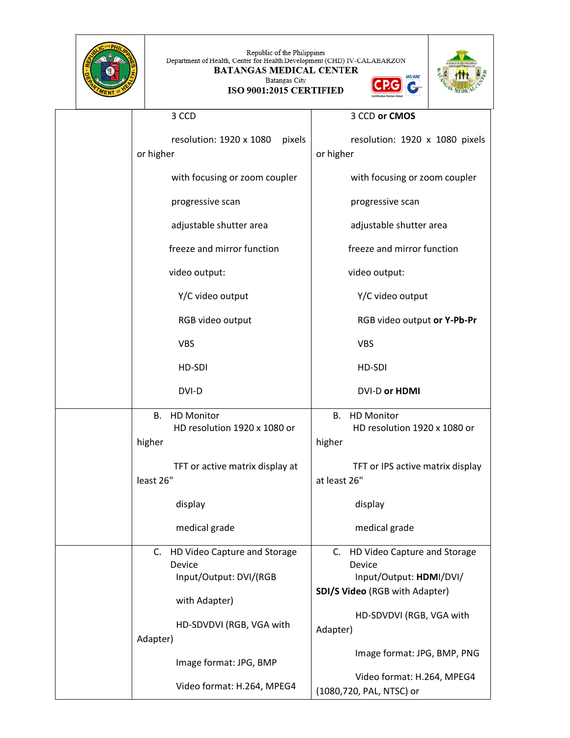| | | |
|---|---|---|
| | 3 CCD<br><br>resolution: 1920 x 1080 pixels or higher<br><br>with focusing or zoom coupler<br><br>progressive scan<br><br>adjustable shutter area<br><br>freeze and mirror function<br><br>video output:<br><br>Y/C video output<br><br>RGB video output<br><br>VBS<br><br>HD-SDI<br><br>DVI-D | 3 CCD **or CMOS**<br><br>resolution: 1920 x 1080 pixels or higher<br><br>with focusing or zoom coupler<br><br>progressive scan<br><br>adjustable shutter area<br><br>freeze and mirror function<br><br>video output:<br><br>Y/C video output<br><br>RGB video output **or Y-Pb-Pr**<br><br>VBS<br><br>HD-SDI<br><br>DVI-D **or HDMI** |
| | B. HD Monitor<br>HD resolution 1920 x 1080 or higher<br><br>TFT or active matrix display at least 26"<br><br>display<br><br>medical grade | B. HD Monitor<br>HD resolution 1920 x 1080 or higher<br><br>TFT or IPS active matrix display at least 26"<br><br>display<br><br>medical grade |
| | C. HD Video Capture and Storage Device<br>Input/Output: DVI/(RGB<br><br>with Adapter)<br><br>HD-SDVDVI (RGB, VGA with Adapter)<br><br>Image format: JPG, BMP<br><br>Video format: H.264, MPEG4 | C. HD Video Capture and Storage Device<br>Input/Output: **HDM**I/DVI/ **SDI/S Video** (RGB with Adapter)<br><br>HD-SDVDVI (RGB, VGA with Adapter)<br><br>Image format: JPG, BMP, PNG<br><br>Video format: H.264, MPEG4 (1080,720, PAL, NTSC) or |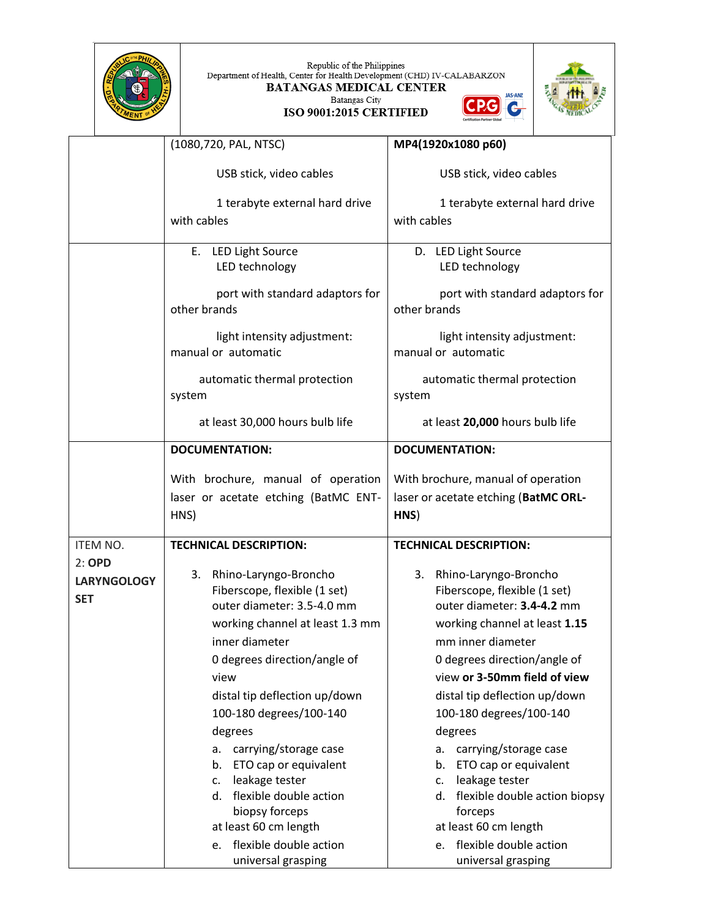| | | |
|---|---|---|
| | (1080,720, PAL, NTSC)<br><br>USB stick, video cables<br><br>1 terabyte external hard drive with cables | **MP4(1920x1080 p60)**<br><br>USB stick, video cables<br><br>1 terabyte external hard drive with cables |
| | E. LED Light Source<br>LED technology<br><br>port with standard adaptors for other brands<br><br>light intensity adjustment: manual or automatic<br><br>automatic thermal protection system<br><br>at least 30,000 hours bulb life | D. LED Light Source<br>LED technology<br><br>port with standard adaptors for other brands<br><br>light intensity adjustment: manual or automatic<br><br>automatic thermal protection system<br><br>at least **20,000** hours bulb life |
| | **DOCUMENTATION:**<br><br>With brochure, manual of operation laser or acetate etching (BatMC ENT-HNS) | **DOCUMENTATION:**<br><br>With brochure, manual of operation laser or acetate etching (**BatMC ORL-HNS**) |
| ITEM NO. 2: **OPD LARYNGOLOGY SET** | **TECHNICAL DESCRIPTION:**<br><br>3. Rhino-Laryngo-Broncho Fiberscope, flexible (1 set)<br>outer diameter: 3.5-4.0 mm<br>working channel at least 1.3 mm inner diameter<br>0 degrees direction/angle of view<br>distal tip deflection up/down 100-180 degrees/100-140 degrees<br>a. carrying/storage case<br>b. ETO cap or equivalent<br>c. leakage tester<br>d. flexible double action biopsy forceps<br>at least 60 cm length<br>e. flexible double action universal grasping | **TECHNICAL DESCRIPTION:**<br><br>3. Rhino-Laryngo-Broncho Fiberscope, flexible (1 set)<br>outer diameter: **3.4-4.2** mm<br>working channel at least **1.15** mm inner diameter<br>0 degrees direction/angle of view **or 3-50mm field of view**<br>distal tip deflection up/down 100-180 degrees/100-140 degrees<br>a. carrying/storage case<br>b. ETO cap or equivalent<br>c. leakage tester<br>d. flexible double action biopsy forceps<br>at least 60 cm length<br>e. flexible double action universal grasping |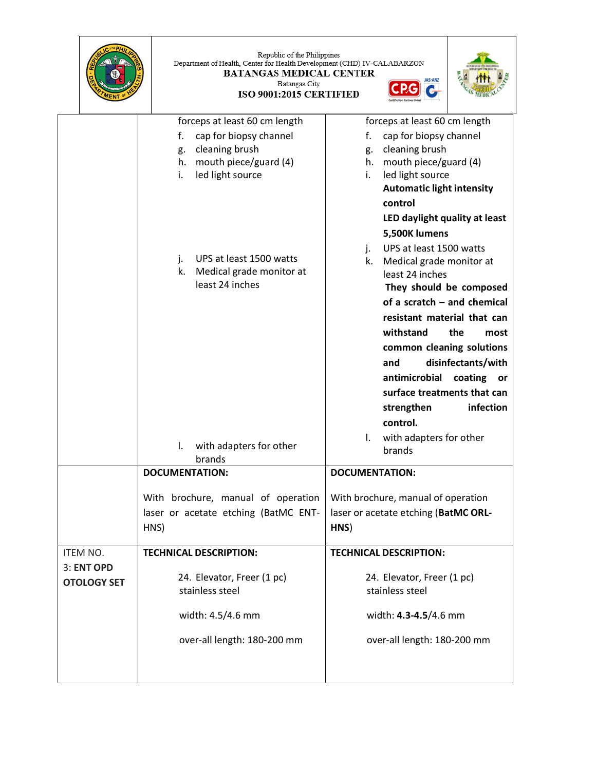| | | |
|---|---|---|
| | forceps at least 60 cm length<br>f. cap for biopsy channel<br>g. cleaning brush<br>h. mouth piece/guard (4)<br>i. led light source<br>j. UPS at least 1500 watts<br>k. Medical grade monitor at least 24 inches<br>l. with adapters for other brands | forceps at least 60 cm length<br>f. cap for biopsy channel<br>g. cleaning brush<br>h. mouth piece/guard (4)<br>i. led light source **Automatic light intensity control** **LED daylight quality at least 5,500K lumens**<br>j. UPS at least 1500 watts<br>k. Medical grade monitor at least 24 inches **They should be composed of a scratch – and chemical resistant material that can withstand the most common cleaning solutions and disinfectants/with antimicrobial coating or surface treatments that can strengthen infection control.**<br>l. with adapters for other brands |
| | **DOCUMENTATION:**<br><br>With brochure, manual of operation laser or acetate etching (BatMC ENT-HNS) | **DOCUMENTATION:**<br><br>With brochure, manual of operation laser or acetate etching (**BatMC ORL-HNS**) |
| ITEM NO. 3: **ENT OPD OTOLOGY SET** | **TECHNICAL DESCRIPTION:**<br><br>24. Elevator, Freer (1 pc) stainless steel<br><br>width: 4.5/4.6 mm<br><br>over-all length: 180-200 mm | **TECHNICAL DESCRIPTION:**<br><br>24. Elevator, Freer (1 pc) stainless steel<br><br>width: **4.3-4.5**/4.6 mm<br><br>over-all length: 180-200 mm |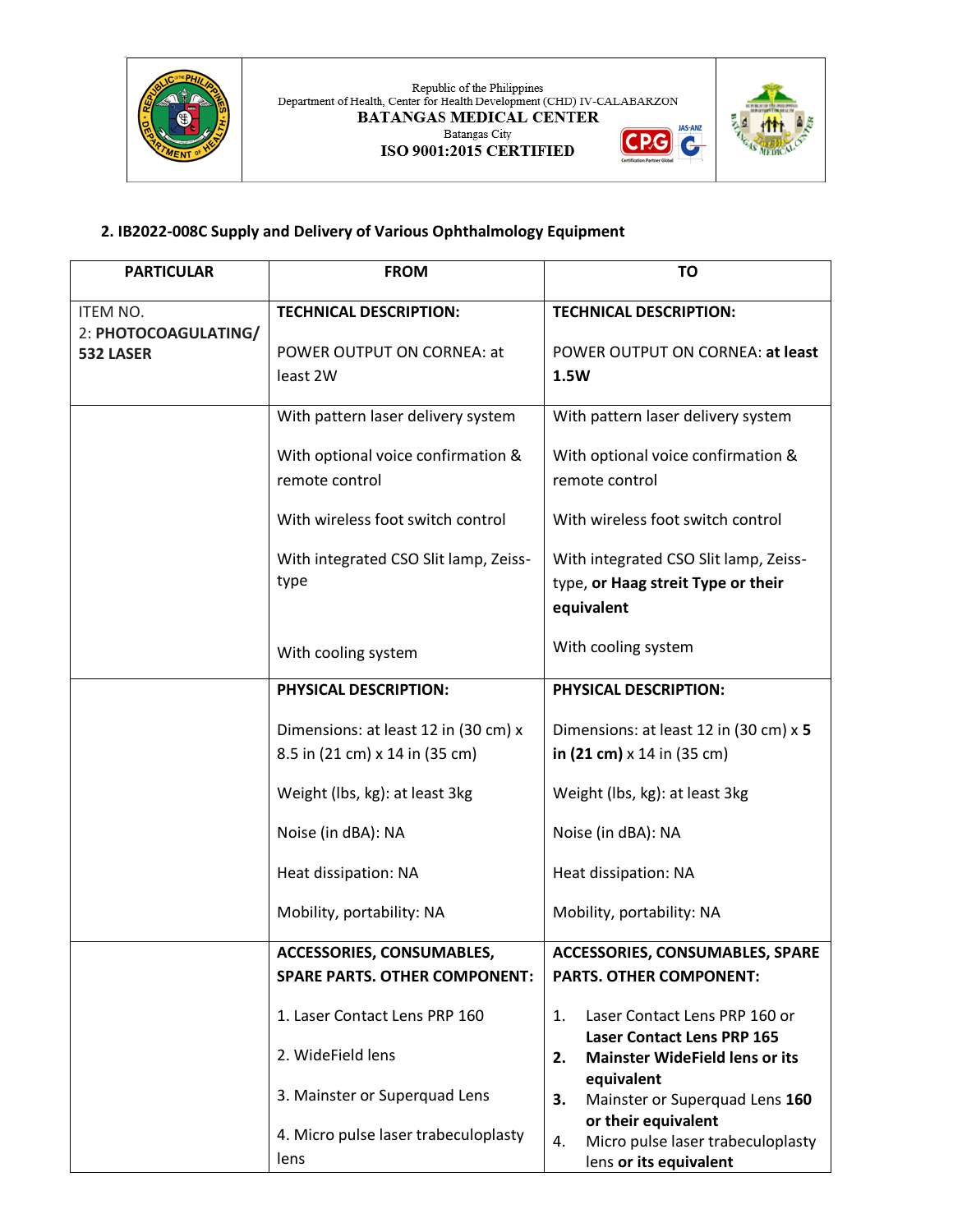Republic of the Philippines
Department of Health, Center for Health Development (CHD) IV-CALABARZON
**BATANGAS MEDICAL CENTER**
Batangas City
**ISO 9001:2015 CERTIFIED**

## 2. IB2022-008C Supply and Delivery of Various Ophthalmology Equipment

| PARTICULAR | FROM | TO |
|---|---|---|
| ITEM NO. 2: **PHOTOCOAGULATING/ 532 LASER** | **TECHNICAL DESCRIPTION:**<br><br>POWER OUTPUT ON CORNEA: at least 2W | **TECHNICAL DESCRIPTION:**<br><br>POWER OUTPUT ON CORNEA: **at least 1.5W** |
| | With pattern laser delivery system<br><br>With optional voice confirmation & remote control<br><br>With wireless foot switch control<br><br>With integrated CSO Slit lamp, Zeiss-type<br><br>With cooling system | With pattern laser delivery system<br><br>With optional voice confirmation & remote control<br><br>With wireless foot switch control<br><br>With integrated CSO Slit lamp, Zeiss-type, **or Haag streit Type or their equivalent**<br><br>With cooling system |
| | **PHYSICAL DESCRIPTION:**<br><br>Dimensions: at least 12 in (30 cm) x 8.5 in (21 cm) x 14 in (35 cm)<br><br>Weight (lbs, kg): at least 3kg<br><br>Noise (in dBA): NA<br><br>Heat dissipation: NA<br><br>Mobility, portability: NA | **PHYSICAL DESCRIPTION:**<br><br>Dimensions: at least 12 in (30 cm) x **5 in (21 cm)** x 14 in (35 cm)<br><br>Weight (lbs, kg): at least 3kg<br><br>Noise (in dBA): NA<br><br>Heat dissipation: NA<br><br>Mobility, portability: NA |
| | **ACCESSORIES, CONSUMABLES, SPARE PARTS. OTHER COMPONENT:**<br><br>1. Laser Contact Lens PRP 160<br><br>2. WideField lens<br><br>3. Mainster or Superquad Lens<br><br>4. Micro pulse laser trabeculoplasty lens | **ACCESSORIES, CONSUMABLES, SPARE PARTS. OTHER COMPONENT:**<br><br>1. Laser Contact Lens PRP 160 or **Laser Contact Lens PRP 165**<br>**2. Mainster WideField lens or its equivalent**<br>**3.** Mainster or Superquad Lens **160 or their equivalent**<br>4. Micro pulse laser trabeculoplasty lens **or its equivalent** |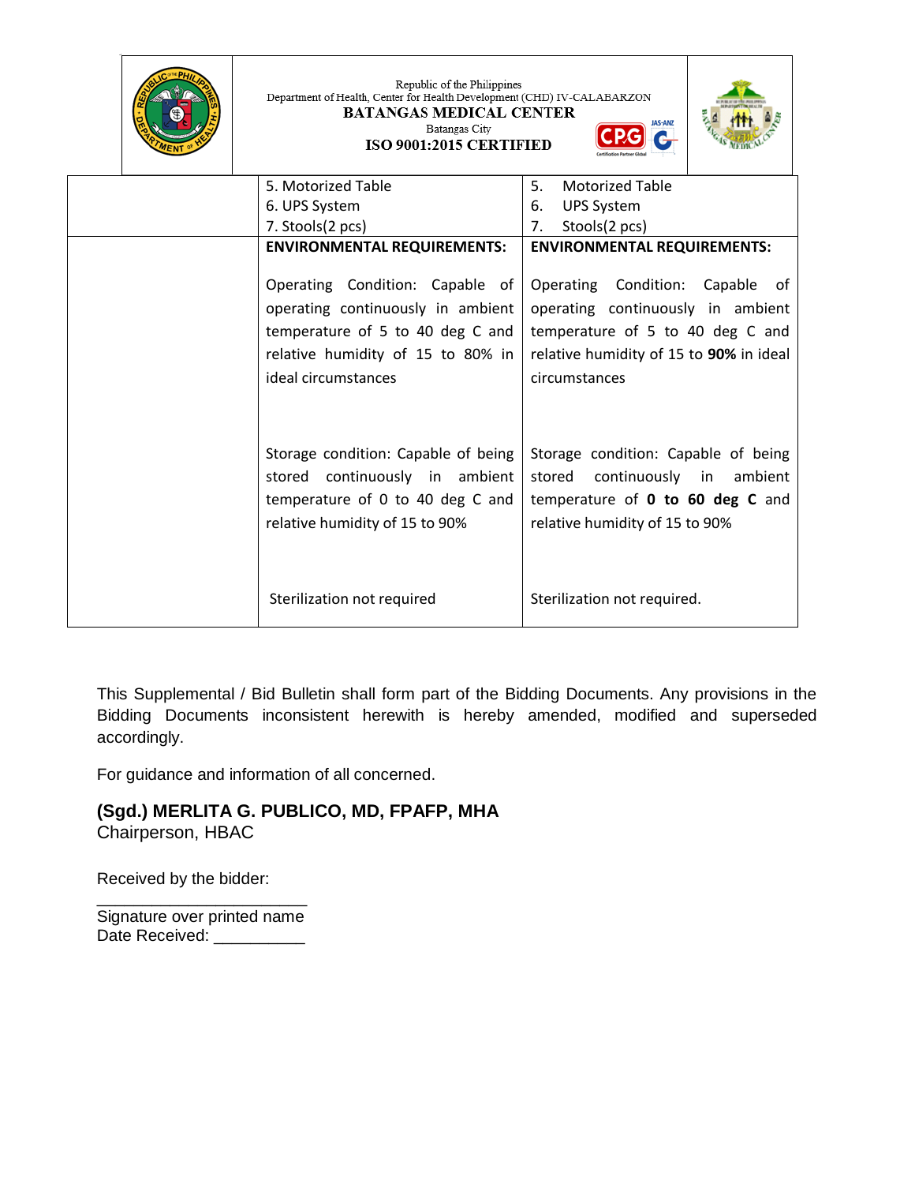| | | |
|---|---|---|
| | 5. Motorized Table<br>6. UPS System<br>7. Stools(2 pcs) | 5. Motorized Table<br>6. UPS System<br>7. Stools(2 pcs) |
| | **ENVIRONMENTAL REQUIREMENTS:**<br><br>Operating Condition: Capable of operating continuously in ambient temperature of 5 to 40 deg C and relative humidity of 15 to 80% in ideal circumstances<br><br>Storage condition: Capable of being stored continuously in ambient temperature of 0 to 40 deg C and relative humidity of 15 to 90%<br><br>Sterilization not required | **ENVIRONMENTAL REQUIREMENTS:**<br><br>Operating Condition: Capable of operating continuously in ambient temperature of 5 to 40 deg C and relative humidity of 15 to **90%** in ideal circumstances<br><br>Storage condition: Capable of being stored continuously in ambient temperature of **0 to 60 deg C** and relative humidity of 15 to 90%<br><br>Sterilization not required. |

This Supplemental / Bid Bulletin shall form part of the Bidding Documents. Any provisions in the Bidding Documents inconsistent herewith is hereby amended, modified and superseded accordingly.

For guidance and information of all concerned.

**(Sgd.) MERLITA G. PUBLICO, MD, FPAFP, MHA**
Chairperson, HBAC

Received by the bidder:

______________________
Signature over printed name
Date Received: __________